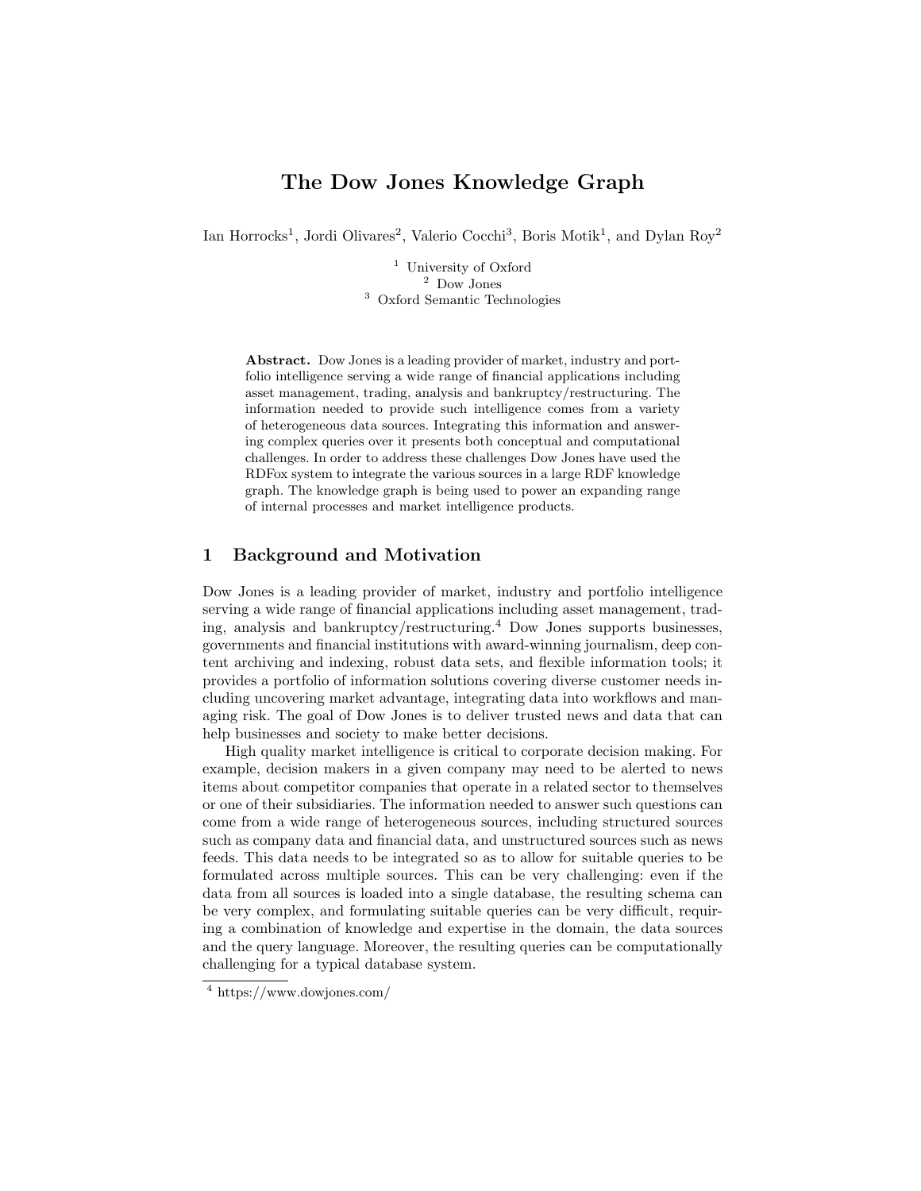# The Dow Jones Knowledge Graph

Ian Horrocks[1], Jordi Olivares[2], Valerio Cocchi[3], Boris Motik[1], and Dylan Roy[2]

[1] University of Oxford
[2] Dow Jones
[3] Oxford Semantic Technologies

**Abstract.** Dow Jones is a leading provider of market, industry and portfolio intelligence serving a wide range of financial applications including asset management, trading, analysis and bankruptcy/restructuring. The information needed to provide such intelligence comes from a variety of heterogeneous data sources. Integrating this information and answering complex queries over it presents both conceptual and computational challenges. In order to address these challenges Dow Jones have used the RDFox system to integrate the various sources in a large RDF knowledge graph. The knowledge graph is being used to power an expanding range of internal processes and market intelligence products.

## 1 Background and Motivation

Dow Jones is a leading provider of market, industry and portfolio intelligence serving a wide range of financial applications including asset management, trading, analysis and bankruptcy/restructuring.[4] Dow Jones supports businesses, governments and financial institutions with award-winning journalism, deep content archiving and indexing, robust data sets, and flexible information tools; it provides a portfolio of information solutions covering diverse customer needs including uncovering market advantage, integrating data into workflows and managing risk. The goal of Dow Jones is to deliver trusted news and data that can help businesses and society to make better decisions.

High quality market intelligence is critical to corporate decision making. For example, decision makers in a given company may need to be alerted to news items about competitor companies that operate in a related sector to themselves or one of their subsidiaries. The information needed to answer such questions can come from a wide range of heterogeneous sources, including structured sources such as company data and financial data, and unstructured sources such as news feeds. This data needs to be integrated so as to allow for suitable queries to be formulated across multiple sources. This can be very challenging: even if the data from all sources is loaded into a single database, the resulting schema can be very complex, and formulating suitable queries can be very difficult, requiring a combination of knowledge and expertise in the domain, the data sources and the query language. Moreover, the resulting queries can be computationally challenging for a typical database system.

[4] https://www.dowjones.com/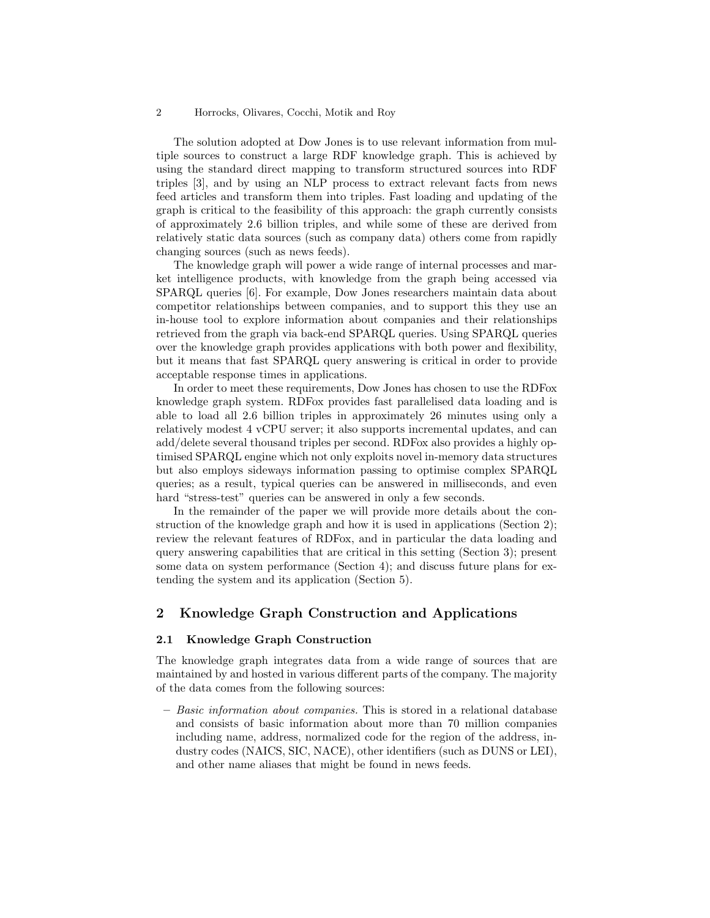The solution adopted at Dow Jones is to use relevant information from multiple sources to construct a large RDF knowledge graph. This is achieved by using the standard direct mapping to transform structured sources into RDF triples [3], and by using an NLP process to extract relevant facts from news feed articles and transform them into triples. Fast loading and updating of the graph is critical to the feasibility of this approach: the graph currently consists of approximately 2.6 billion triples, and while some of these are derived from relatively static data sources (such as company data) others come from rapidly changing sources (such as news feeds).

The knowledge graph will power a wide range of internal processes and market intelligence products, with knowledge from the graph being accessed via SPARQL queries [6]. For example, Dow Jones researchers maintain data about competitor relationships between companies, and to support this they use an in-house tool to explore information about companies and their relationships retrieved from the graph via back-end SPARQL queries. Using SPARQL queries over the knowledge graph provides applications with both power and flexibility, but it means that fast SPARQL query answering is critical in order to provide acceptable response times in applications.

In order to meet these requirements, Dow Jones has chosen to use the RDFox knowledge graph system. RDFox provides fast parallelised data loading and is able to load all 2.6 billion triples in approximately 26 minutes using only a relatively modest 4 vCPU server; it also supports incremental updates, and can add/delete several thousand triples per second. RDFox also provides a highly optimised SPARQL engine which not only exploits novel in-memory data structures but also employs sideways information passing to optimise complex SPARQL queries; as a result, typical queries can be answered in milliseconds, and even hard "stress-test" queries can be answered in only a few seconds.

In the remainder of the paper we will provide more details about the construction of the knowledge graph and how it is used in applications (Section 2); review the relevant features of RDFox, and in particular the data loading and query answering capabilities that are critical in this setting (Section 3); present some data on system performance (Section 4); and discuss future plans for extending the system and its application (Section 5).

## 2 Knowledge Graph Construction and Applications

### 2.1 Knowledge Graph Construction

The knowledge graph integrates data from a wide range of sources that are maintained by and hosted in various different parts of the company. The majority of the data comes from the following sources:

- *Basic information about companies.* This is stored in a relational database and consists of basic information about more than 70 million companies including name, address, normalized code for the region of the address, industry codes (NAICS, SIC, NACE), other identifiers (such as DUNS or LEI), and other name aliases that might be found in news feeds.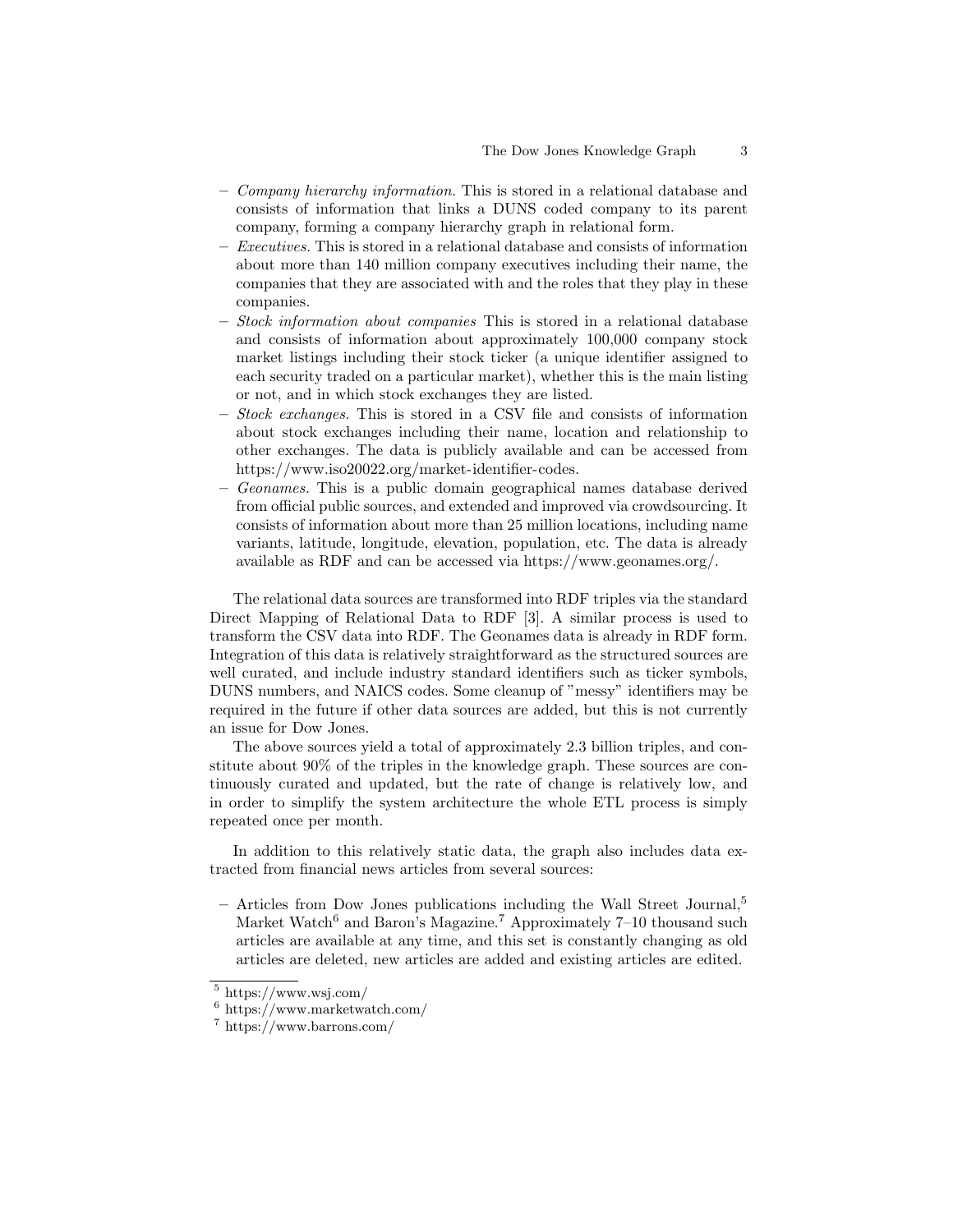- *Company hierarchy information.* This is stored in a relational database and consists of information that links a DUNS coded company to its parent company, forming a company hierarchy graph in relational form.
- *Executives.* This is stored in a relational database and consists of information about more than 140 million company executives including their name, the companies that they are associated with and the roles that they play in these companies.
- *Stock information about companies* This is stored in a relational database and consists of information about approximately 100,000 company stock market listings including their stock ticker (a unique identifier assigned to each security traded on a particular market), whether this is the main listing or not, and in which stock exchanges they are listed.
- *Stock exchanges.* This is stored in a CSV file and consists of information about stock exchanges including their name, location and relationship to other exchanges. The data is publicly available and can be accessed from https://www.iso20022.org/market-identifier-codes.
- *Geonames.* This is a public domain geographical names database derived from official public sources, and extended and improved via crowdsourcing. It consists of information about more than 25 million locations, including name variants, latitude, longitude, elevation, population, etc. The data is already available as RDF and can be accessed via https://www.geonames.org/.

The relational data sources are transformed into RDF triples via the standard Direct Mapping of Relational Data to RDF [3]. A similar process is used to transform the CSV data into RDF. The Geonames data is already in RDF form. Integration of this data is relatively straightforward as the structured sources are well curated, and include industry standard identifiers such as ticker symbols, DUNS numbers, and NAICS codes. Some cleanup of "messy" identifiers may be required in the future if other data sources are added, but this is not currently an issue for Dow Jones.

The above sources yield a total of approximately 2.3 billion triples, and constitute about 90% of the triples in the knowledge graph. These sources are continuously curated and updated, but the rate of change is relatively low, and in order to simplify the system architecture the whole ETL process is simply repeated once per month.

In addition to this relatively static data, the graph also includes data extracted from financial news articles from several sources:

- Articles from Dow Jones publications including the Wall Street Journal,[5] Market Watch[6] and Baron's Magazine.[7] Approximately 7–10 thousand such articles are available at any time, and this set is constantly changing as old articles are deleted, new articles are added and existing articles are edited.

[5] https://www.wsj.com/

[6] https://www.marketwatch.com/

[7] https://www.barrons.com/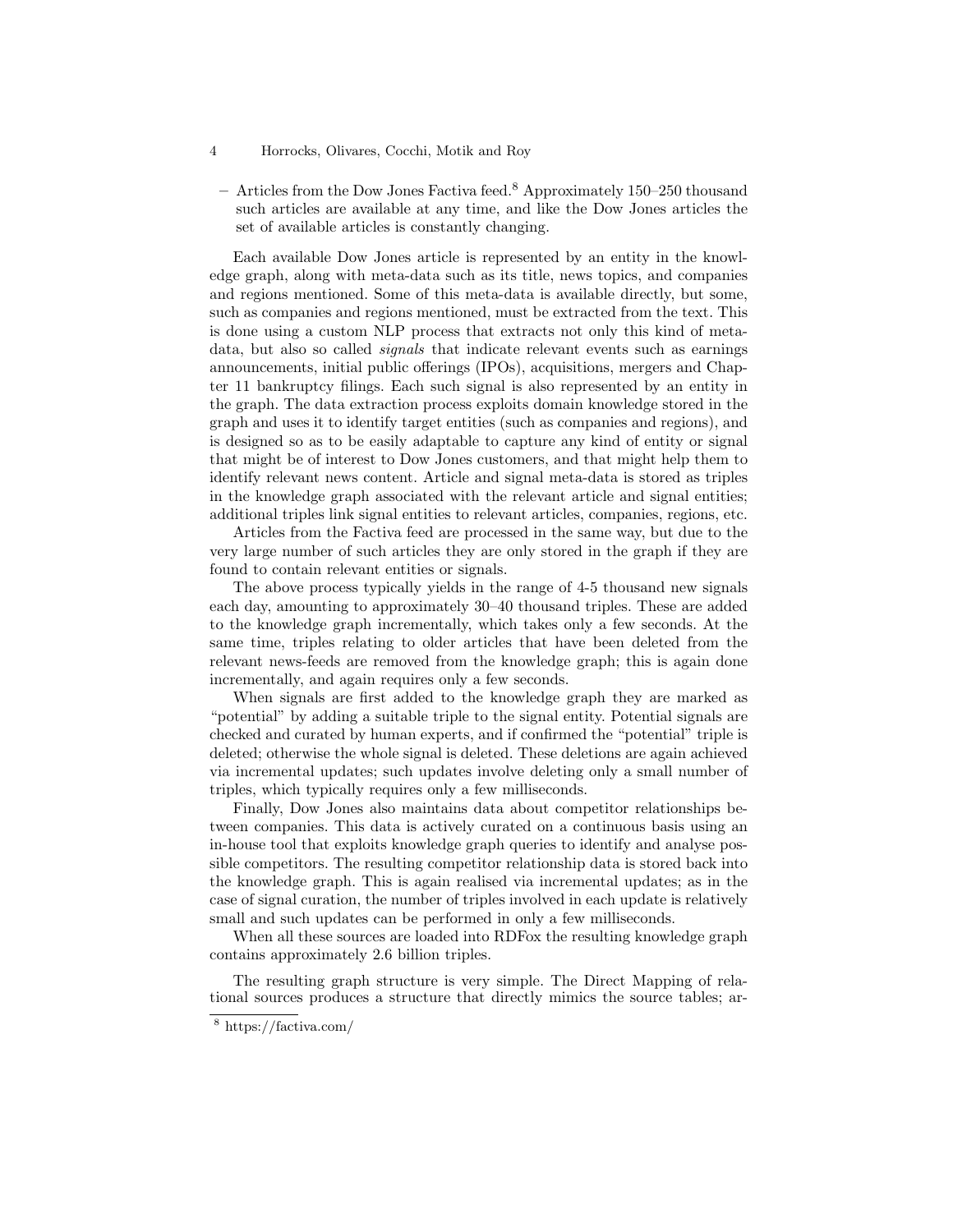– Articles from the Dow Jones Factiva feed.[8] Approximately 150–250 thousand such articles are available at any time, and like the Dow Jones articles the set of available articles is constantly changing.

Each available Dow Jones article is represented by an entity in the knowledge graph, along with meta-data such as its title, news topics, and companies and regions mentioned. Some of this meta-data is available directly, but some, such as companies and regions mentioned, must be extracted from the text. This is done using a custom NLP process that extracts not only this kind of meta-data, but also so called *signals* that indicate relevant events such as earnings announcements, initial public offerings (IPOs), acquisitions, mergers and Chapter 11 bankruptcy filings. Each such signal is also represented by an entity in the graph. The data extraction process exploits domain knowledge stored in the graph and uses it to identify target entities (such as companies and regions), and is designed so as to be easily adaptable to capture any kind of entity or signal that might be of interest to Dow Jones customers, and that might help them to identify relevant news content. Article and signal meta-data is stored as triples in the knowledge graph associated with the relevant article and signal entities; additional triples link signal entities to relevant articles, companies, regions, etc.

Articles from the Factiva feed are processed in the same way, but due to the very large number of such articles they are only stored in the graph if they are found to contain relevant entities or signals.

The above process typically yields in the range of 4-5 thousand new signals each day, amounting to approximately 30–40 thousand triples. These are added to the knowledge graph incrementally, which takes only a few seconds. At the same time, triples relating to older articles that have been deleted from the relevant news-feeds are removed from the knowledge graph; this is again done incrementally, and again requires only a few seconds.

When signals are first added to the knowledge graph they are marked as "potential" by adding a suitable triple to the signal entity. Potential signals are checked and curated by human experts, and if confirmed the "potential" triple is deleted; otherwise the whole signal is deleted. These deletions are again achieved via incremental updates; such updates involve deleting only a small number of triples, which typically requires only a few milliseconds.

Finally, Dow Jones also maintains data about competitor relationships between companies. This data is actively curated on a continuous basis using an in-house tool that exploits knowledge graph queries to identify and analyse possible competitors. The resulting competitor relationship data is stored back into the knowledge graph. This is again realised via incremental updates; as in the case of signal curation, the number of triples involved in each update is relatively small and such updates can be performed in only a few milliseconds.

When all these sources are loaded into RDFox the resulting knowledge graph contains approximately 2.6 billion triples.

The resulting graph structure is very simple. The Direct Mapping of relational sources produces a structure that directly mimics the source tables; ar-

[8] https://factiva.com/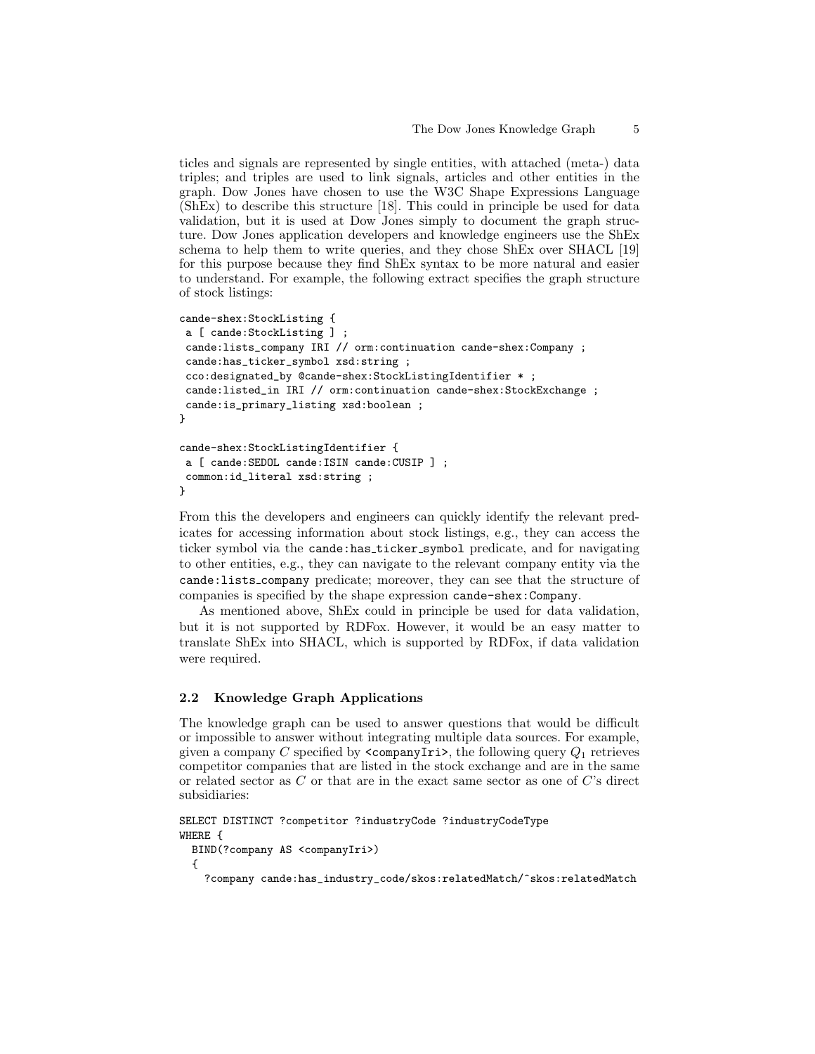ticles and signals are represented by single entities, with attached (meta-) data triples; and triples are used to link signals, articles and other entities in the graph. Dow Jones have chosen to use the W3C Shape Expressions Language (ShEx) to describe this structure [18]. This could in principle be used for data validation, but it is used at Dow Jones simply to document the graph structure. Dow Jones application developers and knowledge engineers use the ShEx schema to help them to write queries, and they chose ShEx over SHACL [19] for this purpose because they find ShEx syntax to be more natural and easier to understand. For example, the following extract specifies the graph structure of stock listings:

```
cande-shex:StockListing {
 a [ cande:StockListing ] ;
 cande:lists_company IRI // orm:continuation cande-shex:Company ;
 cande:has_ticker_symbol xsd:string ;
 cco:designated_by @cande-shex:StockListingIdentifier * ;
 cande:listed_in IRI // orm:continuation cande-shex:StockExchange ;
 cande:is_primary_listing xsd:boolean ;
}

cande-shex:StockListingIdentifier {
 a [ cande:SEDOL cande:ISIN cande:CUSIP ] ;
 common:id_literal xsd:string ;
}
```

From this the developers and engineers can quickly identify the relevant predicates for accessing information about stock listings, e.g., they can access the ticker symbol via the `cande:has_ticker_symbol` predicate, and for navigating to other entities, e.g., they can navigate to the relevant company entity via the `cande:lists_company` predicate; moreover, they can see that the structure of companies is specified by the shape expression `cande-shex:Company`.

As mentioned above, ShEx could in principle be used for data validation, but it is not supported by RDFox. However, it would be an easy matter to translate ShEx into SHACL, which is supported by RDFox, if data validation were required.

### 2.2 Knowledge Graph Applications

The knowledge graph can be used to answer questions that would be difficult or impossible to answer without integrating multiple data sources. For example, given a company $C$ specified by `<companyIri>`, the following query $Q_1$ retrieves competitor companies that are listed in the stock exchange and are in the same or related sector as $C$ or that are in the exact same sector as one of $C$'s direct subsidiaries:

```
SELECT DISTINCT ?competitor ?industryCode ?industryCodeType
WHERE {
  BIND(?company AS <companyIri>)
  {
    ?company cande:has_industry_code/skos:relatedMatch/^skos:relatedMatch
```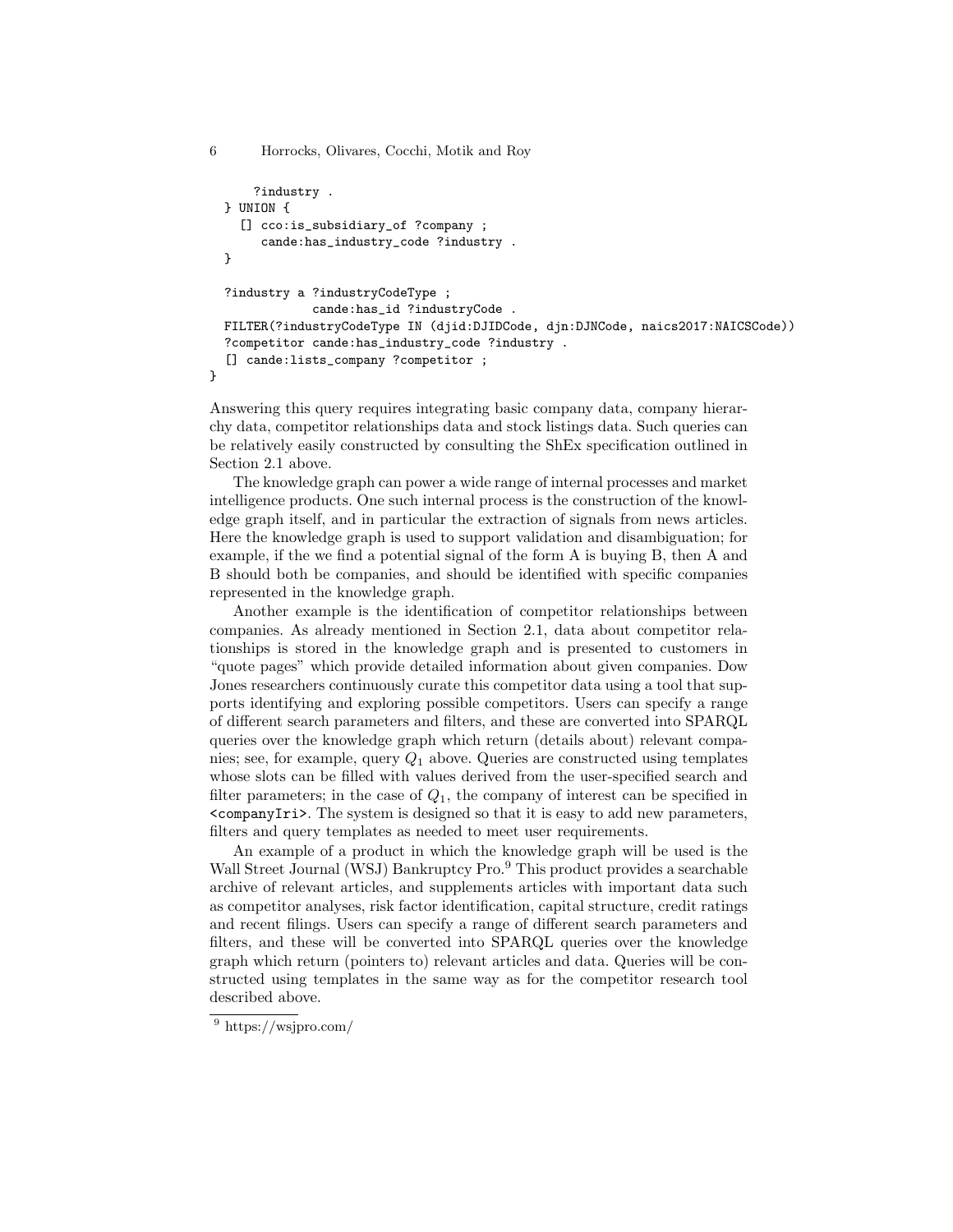```
      ?industry .
  } UNION {
    [] cco:is_subsidiary_of ?company ;
       cande:has_industry_code ?industry .
  }

  ?industry a ?industryCodeType ;
              cande:has_id ?industryCode .
  FILTER(?industryCodeType IN (djid:DJIDCode, djn:DJNCode, naics2017:NAICSCode))
  ?competitor cande:has_industry_code ?industry .
  [] cande:lists_company ?competitor ;
}
```

Answering this query requires integrating basic company data, company hierarchy data, competitor relationships data and stock listings data. Such queries can be relatively easily constructed by consulting the ShEx specification outlined in Section 2.1 above.

The knowledge graph can power a wide range of internal processes and market intelligence products. One such internal process is the construction of the knowledge graph itself, and in particular the extraction of signals from news articles. Here the knowledge graph is used to support validation and disambiguation; for example, if the we find a potential signal of the form A is buying B, then A and B should both be companies, and should be identified with specific companies represented in the knowledge graph.

Another example is the identification of competitor relationships between companies. As already mentioned in Section 2.1, data about competitor relationships is stored in the knowledge graph and is presented to customers in "quote pages" which provide detailed information about given companies. Dow Jones researchers continuously curate this competitor data using a tool that supports identifying and exploring possible competitors. Users can specify a range of different search parameters and filters, and these are converted into SPARQL queries over the knowledge graph which return (details about) relevant companies; see, for example, query $Q_1$ above. Queries are constructed using templates whose slots can be filled with values derived from the user-specified search and filter parameters; in the case of $Q_1$, the company of interest can be specified in `<companyIri>`. The system is designed so that it is easy to add new parameters, filters and query templates as needed to meet user requirements.

An example of a product in which the knowledge graph will be used is the Wall Street Journal (WSJ) Bankruptcy Pro.[9] This product provides a searchable archive of relevant articles, and supplements articles with important data such as competitor analyses, risk factor identification, capital structure, credit ratings and recent filings. Users can specify a range of different search parameters and filters, and these will be converted into SPARQL queries over the knowledge graph which return (pointers to) relevant articles and data. Queries will be constructed using templates in the same way as for the competitor research tool described above.

[9] https://wsjpro.com/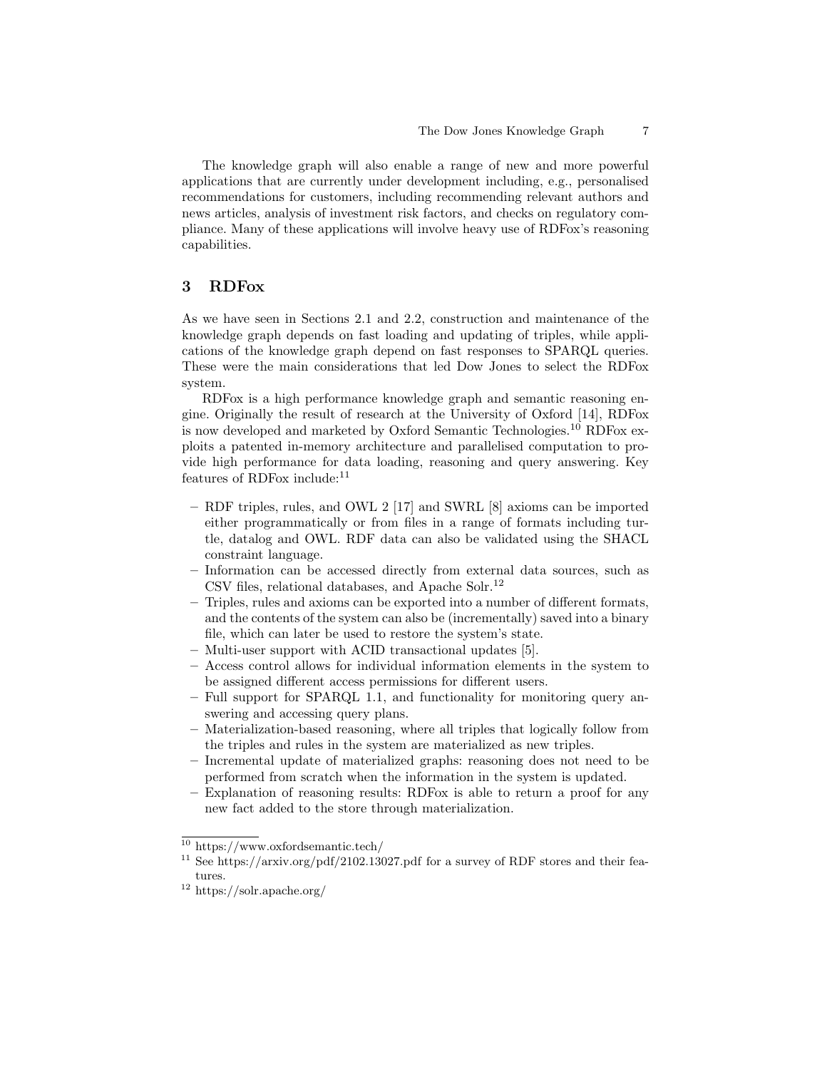The knowledge graph will also enable a range of new and more powerful applications that are currently under development including, e.g., personalised recommendations for customers, including recommending relevant authors and news articles, analysis of investment risk factors, and checks on regulatory compliance. Many of these applications will involve heavy use of RDFox's reasoning capabilities.

## 3 RDFox

As we have seen in Sections 2.1 and 2.2, construction and maintenance of the knowledge graph depends on fast loading and updating of triples, while applications of the knowledge graph depend on fast responses to SPARQL queries. These were the main considerations that led Dow Jones to select the RDFox system.

RDFox is a high performance knowledge graph and semantic reasoning engine. Originally the result of research at the University of Oxford [14], RDFox is now developed and marketed by Oxford Semantic Technologies.[10] RDFox exploits a patented in-memory architecture and parallelised computation to provide high performance for data loading, reasoning and query answering. Key features of RDFox include:[11]

- RDF triples, rules, and OWL 2 [17] and SWRL [8] axioms can be imported either programmatically or from files in a range of formats including turtle, datalog and OWL. RDF data can also be validated using the SHACL constraint language.
- Information can be accessed directly from external data sources, such as CSV files, relational databases, and Apache Solr.[12]
- Triples, rules and axioms can be exported into a number of different formats, and the contents of the system can also be (incrementally) saved into a binary file, which can later be used to restore the system's state.
- Multi-user support with ACID transactional updates [5].
- Access control allows for individual information elements in the system to be assigned different access permissions for different users.
- Full support for SPARQL 1.1, and functionality for monitoring query answering and accessing query plans.
- Materialization-based reasoning, where all triples that logically follow from the triples and rules in the system are materialized as new triples.
- Incremental update of materialized graphs: reasoning does not need to be performed from scratch when the information in the system is updated.
- Explanation of reasoning results: RDFox is able to return a proof for any new fact added to the store through materialization.

[10] https://www.oxfordsemantic.tech/

[11] See https://arxiv.org/pdf/2102.13027.pdf for a survey of RDF stores and their features.

[12] https://solr.apache.org/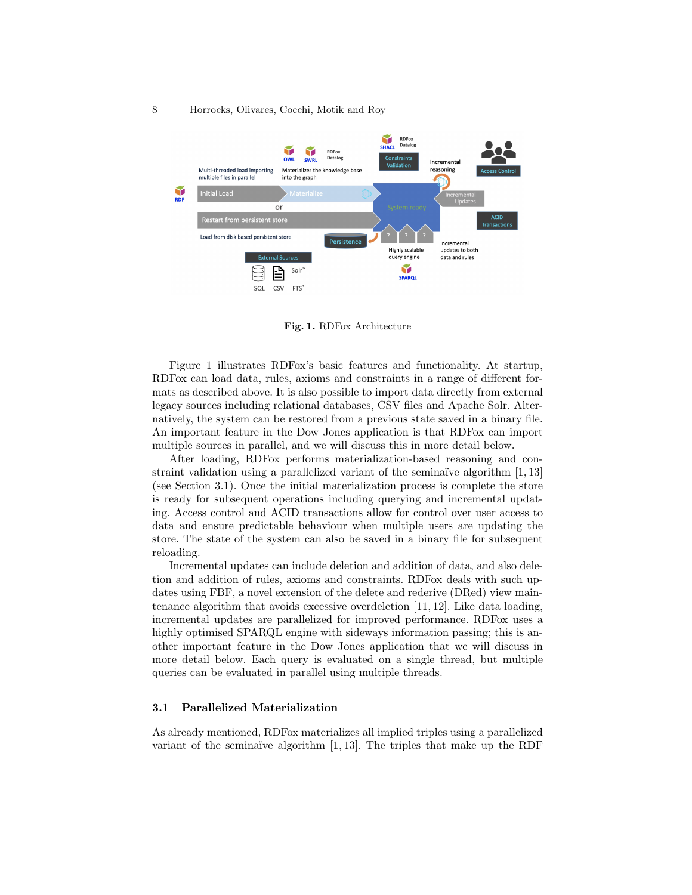**Fig. 1.** RDFox Architecture

Figure 1 illustrates RDFox's basic features and functionality. At startup, RDFox can load data, rules, axioms and constraints in a range of different formats as described above. It is also possible to import data directly from external legacy sources including relational databases, CSV files and Apache Solr. Alternatively, the system can be restored from a previous state saved in a binary file. An important feature in the Dow Jones application is that RDFox can import multiple sources in parallel, and we will discuss this in more detail below.

After loading, RDFox performs materialization-based reasoning and constraint validation using a parallelized variant of the seminaïve algorithm [1, 13] (see Section 3.1). Once the initial materialization process is complete the store is ready for subsequent operations including querying and incremental updating. Access control and ACID transactions allow for control over user access to data and ensure predictable behaviour when multiple users are updating the store. The state of the system can also be saved in a binary file for subsequent reloading.

Incremental updates can include deletion and addition of data, and also deletion and addition of rules, axioms and constraints. RDFox deals with such updates using FBF, a novel extension of the delete and rederive (DRed) view maintenance algorithm that avoids excessive overdeletion [11, 12]. Like data loading, incremental updates are parallelized for improved performance. RDFox uses a highly optimised SPARQL engine with sideways information passing; this is another important feature in the Dow Jones application that we will discuss in more detail below. Each query is evaluated on a single thread, but multiple queries can be evaluated in parallel using multiple threads.

### 3.1 Parallelized Materialization

As already mentioned, RDFox materializes all implied triples using a parallelized variant of the seminaïve algorithm [1, 13]. The triples that make up the RDF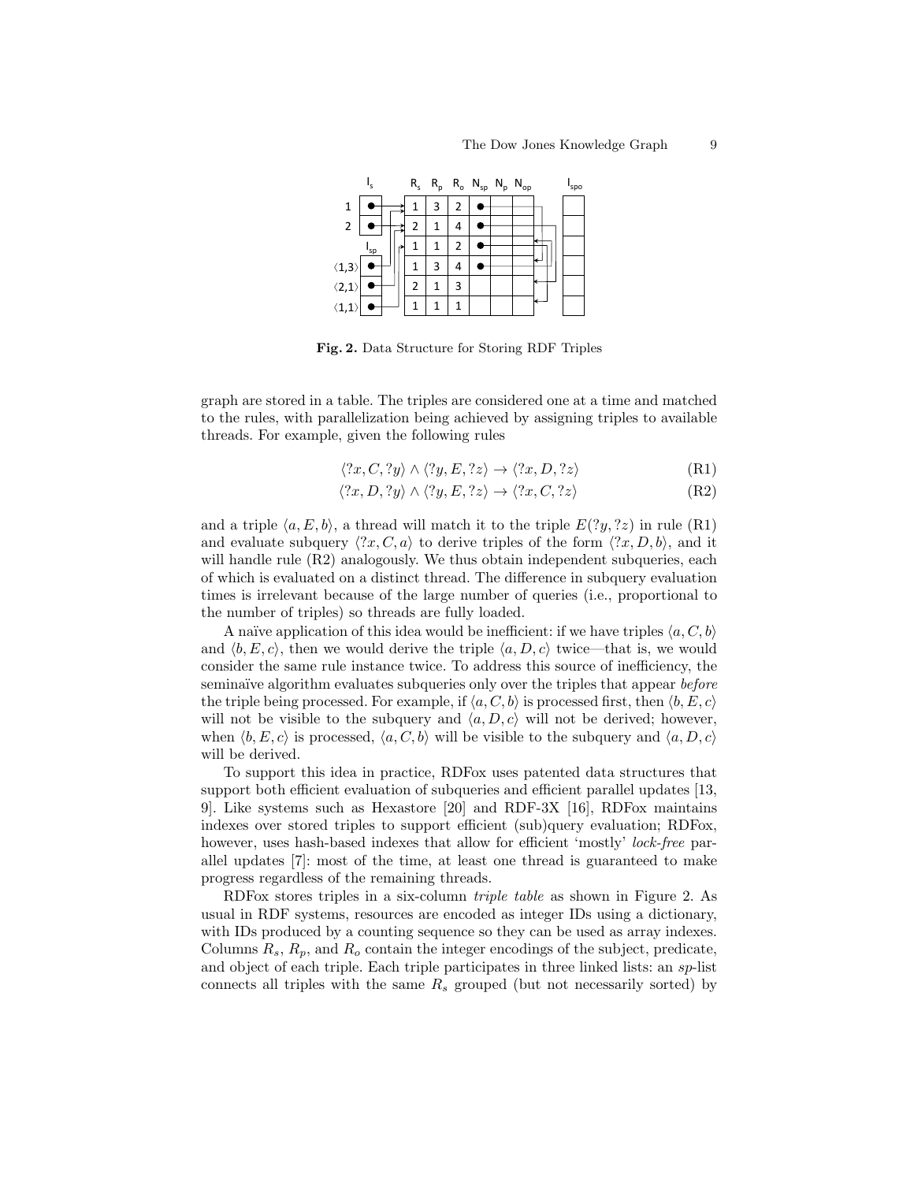**Fig. 2.** Data Structure for Storing RDF Triples

graph are stored in a table. The triples are considered one at a time and matched to the rules, with parallelization being achieved by assigning triples to available threads. For example, given the following rules

$$\langle ?x, C, ?y\rangle \wedge \langle ?y, E, ?z\rangle \rightarrow \langle ?x, D, ?z\rangle \tag{R1}$$

$$\langle ?x, D, ?y\rangle \wedge \langle ?y, E, ?z\rangle \rightarrow \langle ?x, C, ?z\rangle \tag{R2}$$

and a triple $\langle a, E, b\rangle$, a thread will match it to the triple $E(?y, ?z)$ in rule (R1) and evaluate subquery $\langle ?x, C, a\rangle$ to derive triples of the form $\langle ?x, D, b\rangle$, and it will handle rule (R2) analogously. We thus obtain independent subqueries, each of which is evaluated on a distinct thread. The difference in subquery evaluation times is irrelevant because of the large number of queries (i.e., proportional to the number of triples) so threads are fully loaded.

A naïve application of this idea would be inefficient: if we have triples $\langle a, C, b\rangle$ and $\langle b, E, c\rangle$, then we would derive the triple $\langle a, D, c\rangle$ twice—that is, we would consider the same rule instance twice. To address this source of inefficiency, the seminaïve algorithm evaluates subqueries only over the triples that appear *before* the triple being processed. For example, if $\langle a, C, b\rangle$ is processed first, then $\langle b, E, c\rangle$ will not be visible to the subquery and $\langle a, D, c\rangle$ will not be derived; however, when $\langle b, E, c\rangle$ is processed, $\langle a, C, b\rangle$ will be visible to the subquery and $\langle a, D, c\rangle$ will be derived.

To support this idea in practice, RDFox uses patented data structures that support both efficient evaluation of subqueries and efficient parallel updates [13, 9]. Like systems such as Hexastore [20] and RDF-3X [16], RDFox maintains indexes over stored triples to support efficient (sub)query evaluation; RDFox, however, uses hash-based indexes that allow for efficient 'mostly' *lock-free* parallel updates [7]: most of the time, at least one thread is guaranteed to make progress regardless of the remaining threads.

RDFox stores triples in a six-column *triple table* as shown in Figure 2. As usual in RDF systems, resources are encoded as integer IDs using a dictionary, with IDs produced by a counting sequence so they can be used as array indexes. Columns $R_s$, $R_p$, and $R_o$ contain the integer encodings of the subject, predicate, and object of each triple. Each triple participates in three linked lists: an *sp*-list connects all triples with the same $R_s$ grouped (but not necessarily sorted) by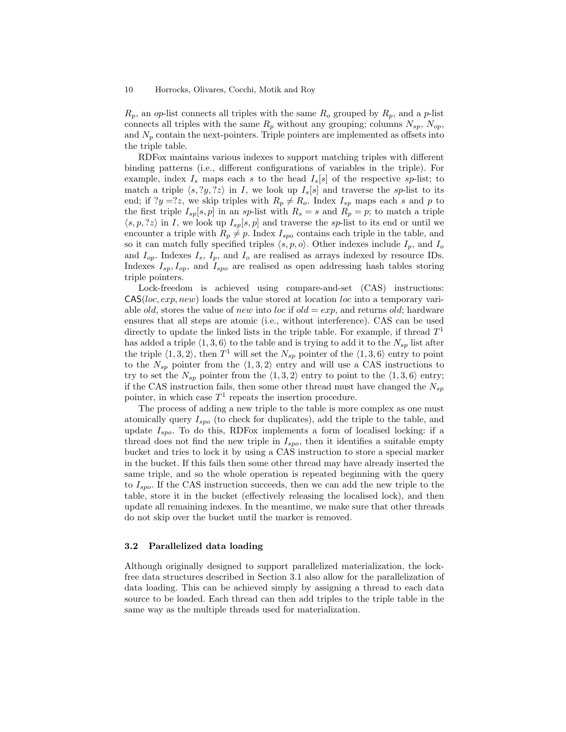$R_p$, an *op*-list connects all triples with the same $R_o$ grouped by $R_p$, and a *p*-list connects all triples with the same $R_p$ without any grouping; columns $N_{sp}$, $N_{op}$, and $N_p$ contain the next-pointers. Triple pointers are implemented as offsets into the triple table.

RDFox maintains various indexes to support matching triples with different binding patterns (i.e., different configurations of variables in the triple). For example, index $I_s$ maps each $s$ to the head $I_s[s]$ of the respective *sp*-list; to match a triple $\langle s, ?y, ?z \rangle$ in $I$, we look up $I_s[s]$ and traverse the *sp*-list to its end; if $?y = ?z$, we skip triples with $R_p \neq R_o$. Index $I_{sp}$ maps each $s$ and $p$ to the first triple $I_{sp}[s,p]$ in an *sp*-list with $R_s = s$ and $R_p = p$; to match a triple $\langle s, p, ?z \rangle$ in $I$, we look up $I_{sp}[s,p]$ and traverse the *sp*-list to its end or until we encounter a triple with $R_p \neq p$. Index $I_{spo}$ contains each triple in the table, and so it can match fully specified triples $\langle s, p, o \rangle$. Other indexes include $I_p$, and $I_o$ and $I_{op}$. Indexes $I_s$, $I_p$, and $I_o$ are realised as arrays indexed by resource IDs. Indexes $I_{sp}, I_{op}$, and $I_{spo}$ are realised as open addressing hash tables storing triple pointers.

Lock-freedom is achieved using compare-and-set (CAS) instructions: $\mathsf{CAS}(loc, exp, new)$ loads the value stored at location *loc* into a temporary variable *old*, stores the value of *new* into *loc* if $old = exp$, and returns *old*; hardware ensures that all steps are atomic (i.e., without interference). CAS can be used directly to update the linked lists in the triple table. For example, if thread $T^1$ has added a triple $\langle 1, 3, 6 \rangle$ to the table and is trying to add it to the $N_{sp}$ list after the triple $\langle 1, 3, 2 \rangle$, then $T^1$ will set the $N_{sp}$ pointer of the $\langle 1, 3, 6 \rangle$ entry to point to the $N_{sp}$ pointer from the $\langle 1, 3, 2 \rangle$ entry and will use a CAS instructions to try to set the $N_{sp}$ pointer from the $\langle 1, 3, 2 \rangle$ entry to point to the $\langle 1, 3, 6 \rangle$ entry; if the CAS instruction fails, then some other thread must have changed the $N_{sp}$ pointer, in which case $T^1$ repeats the insertion procedure.

The process of adding a new triple to the table is more complex as one must atomically query $I_{spo}$ (to check for duplicates), add the triple to the table, and update $I_{spo}$. To do this, RDFox implements a form of localised locking: if a thread does not find the new triple in $I_{spo}$, then it identifies a suitable empty bucket and tries to lock it by using a CAS instruction to store a special marker in the bucket. If this fails then some other thread may have already inserted the same triple, and so the whole operation is repeated beginning with the query to $I_{spo}$. If the CAS instruction succeeds, then we can add the new triple to the table, store it in the bucket (effectively releasing the localised lock), and then update all remaining indexes. In the meantime, we make sure that other threads do not skip over the bucket until the marker is removed.

### 3.2 Parallelized data loading

Although originally designed to support parallelized materialization, the lock-free data structures described in Section 3.1 also allow for the parallelization of data loading. This can be achieved simply by assigning a thread to each data source to be loaded. Each thread can then add triples to the triple table in the same way as the multiple threads used for materialization.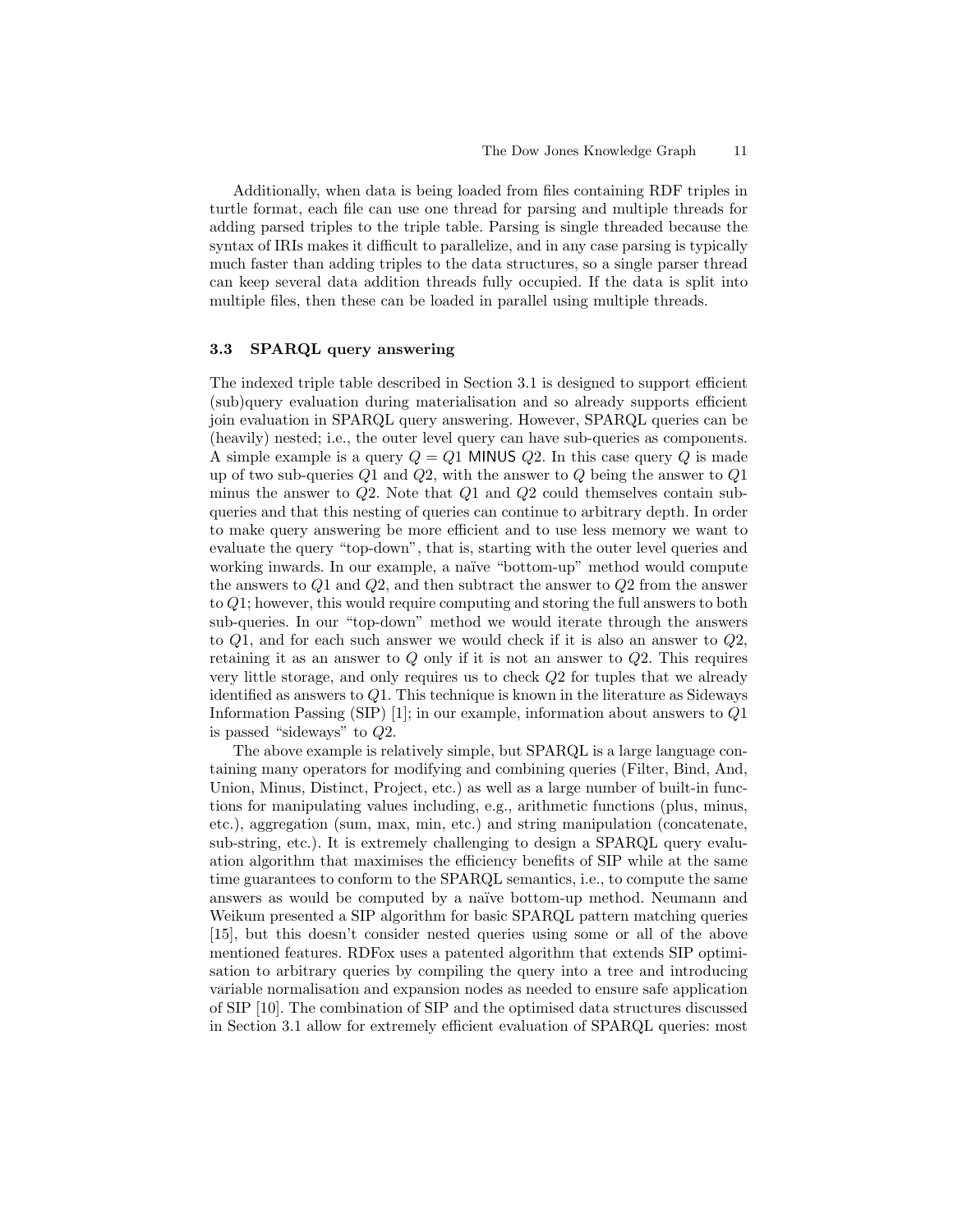Additionally, when data is being loaded from files containing RDF triples in turtle format, each file can use one thread for parsing and multiple threads for adding parsed triples to the triple table. Parsing is single threaded because the syntax of IRIs makes it difficult to parallelize, and in any case parsing is typically much faster than adding triples to the data structures, so a single parser thread can keep several data addition threads fully occupied. If the data is split into multiple files, then these can be loaded in parallel using multiple threads.

### 3.3 SPARQL query answering

The indexed triple table described in Section 3.1 is designed to support efficient (sub)query evaluation during materialisation and so already supports efficient join evaluation in SPARQL query answering. However, SPARQL queries can be (heavily) nested; i.e., the outer level query can have sub-queries as components. A simple example is a query $Q = Q1$ MINUS $Q2$. In this case query $Q$ is made up of two sub-queries $Q1$ and $Q2$, with the answer to $Q$ being the answer to $Q1$ minus the answer to $Q2$. Note that $Q1$ and $Q2$ could themselves contain sub-queries and that this nesting of queries can continue to arbitrary depth. In order to make query answering be more efficient and to use less memory we want to evaluate the query "top-down", that is, starting with the outer level queries and working inwards. In our example, a naïve "bottom-up" method would compute the answers to $Q1$ and $Q2$, and then subtract the answer to $Q2$ from the answer to $Q1$; however, this would require computing and storing the full answers to both sub-queries. In our "top-down" method we would iterate through the answers to $Q1$, and for each such answer we would check if it is also an answer to $Q2$, retaining it as an answer to $Q$ only if it is not an answer to $Q2$. This requires very little storage, and only requires us to check $Q2$ for tuples that we already identified as answers to $Q1$. This technique is known in the literature as Sideways Information Passing (SIP) [1]; in our example, information about answers to $Q1$ is passed "sideways" to $Q2$.

The above example is relatively simple, but SPARQL is a large language containing many operators for modifying and combining queries (Filter, Bind, And, Union, Minus, Distinct, Project, etc.) as well as a large number of built-in functions for manipulating values including, e.g., arithmetic functions (plus, minus, etc.), aggregation (sum, max, min, etc.) and string manipulation (concatenate, sub-string, etc.). It is extremely challenging to design a SPARQL query evaluation algorithm that maximises the efficiency benefits of SIP while at the same time guarantees to conform to the SPARQL semantics, i.e., to compute the same answers as would be computed by a naïve bottom-up method. Neumann and Weikum presented a SIP algorithm for basic SPARQL pattern matching queries [15], but this doesn't consider nested queries using some or all of the above mentioned features. RDFox uses a patented algorithm that extends SIP optimisation to arbitrary queries by compiling the query into a tree and introducing variable normalisation and expansion nodes as needed to ensure safe application of SIP [10]. The combination of SIP and the optimised data structures discussed in Section 3.1 allow for extremely efficient evaluation of SPARQL queries: most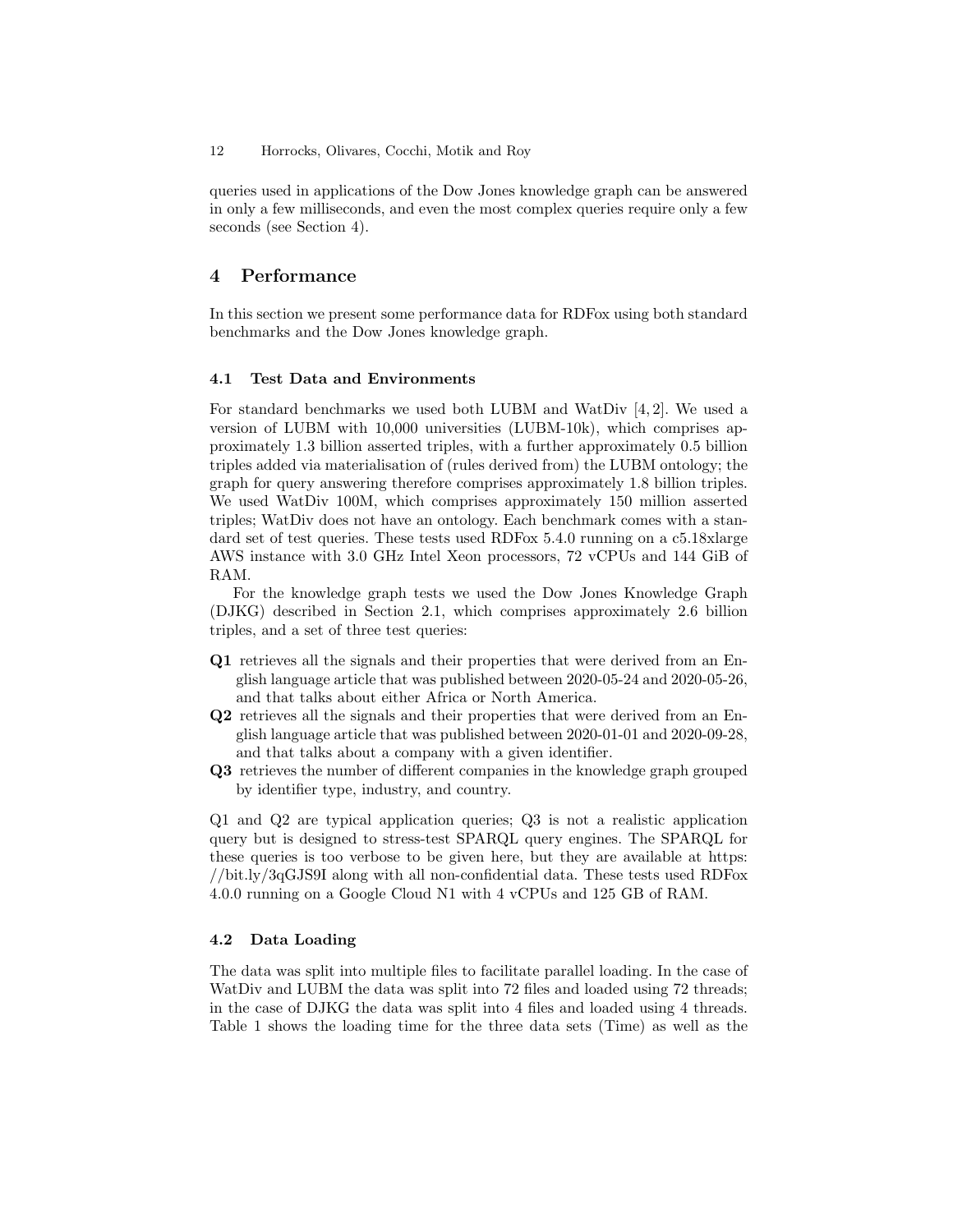queries used in applications of the Dow Jones knowledge graph can be answered in only a few milliseconds, and even the most complex queries require only a few seconds (see Section 4).

## 4 Performance

In this section we present some performance data for RDFox using both standard benchmarks and the Dow Jones knowledge graph.

### 4.1 Test Data and Environments

For standard benchmarks we used both LUBM and WatDiv [4, 2]. We used a version of LUBM with 10,000 universities (LUBM-10k), which comprises approximately 1.3 billion asserted triples, with a further approximately 0.5 billion triples added via materialisation of (rules derived from) the LUBM ontology; the graph for query answering therefore comprises approximately 1.8 billion triples. We used WatDiv 100M, which comprises approximately 150 million asserted triples; WatDiv does not have an ontology. Each benchmark comes with a standard set of test queries. These tests used RDFox 5.4.0 running on a c5.18xlarge AWS instance with 3.0 GHz Intel Xeon processors, 72 vCPUs and 144 GiB of RAM.

For the knowledge graph tests we used the Dow Jones Knowledge Graph (DJKG) described in Section 2.1, which comprises approximately 2.6 billion triples, and a set of three test queries:

- **Q1** retrieves all the signals and their properties that were derived from an English language article that was published between 2020-05-24 and 2020-05-26, and that talks about either Africa or North America.
- **Q2** retrieves all the signals and their properties that were derived from an English language article that was published between 2020-01-01 and 2020-09-28, and that talks about a company with a given identifier.
- **Q3** retrieves the number of different companies in the knowledge graph grouped by identifier type, industry, and country.

Q1 and Q2 are typical application queries; Q3 is not a realistic application query but is designed to stress-test SPARQL query engines. The SPARQL for these queries is too verbose to be given here, but they are available at https://bit.ly/3qGJS9I along with all non-confidential data. These tests used RDFox 4.0.0 running on a Google Cloud N1 with 4 vCPUs and 125 GB of RAM.

### 4.2 Data Loading

The data was split into multiple files to facilitate parallel loading. In the case of WatDiv and LUBM the data was split into 72 files and loaded using 72 threads; in the case of DJKG the data was split into 4 files and loaded using 4 threads. Table 1 shows the loading time for the three data sets (Time) as well as the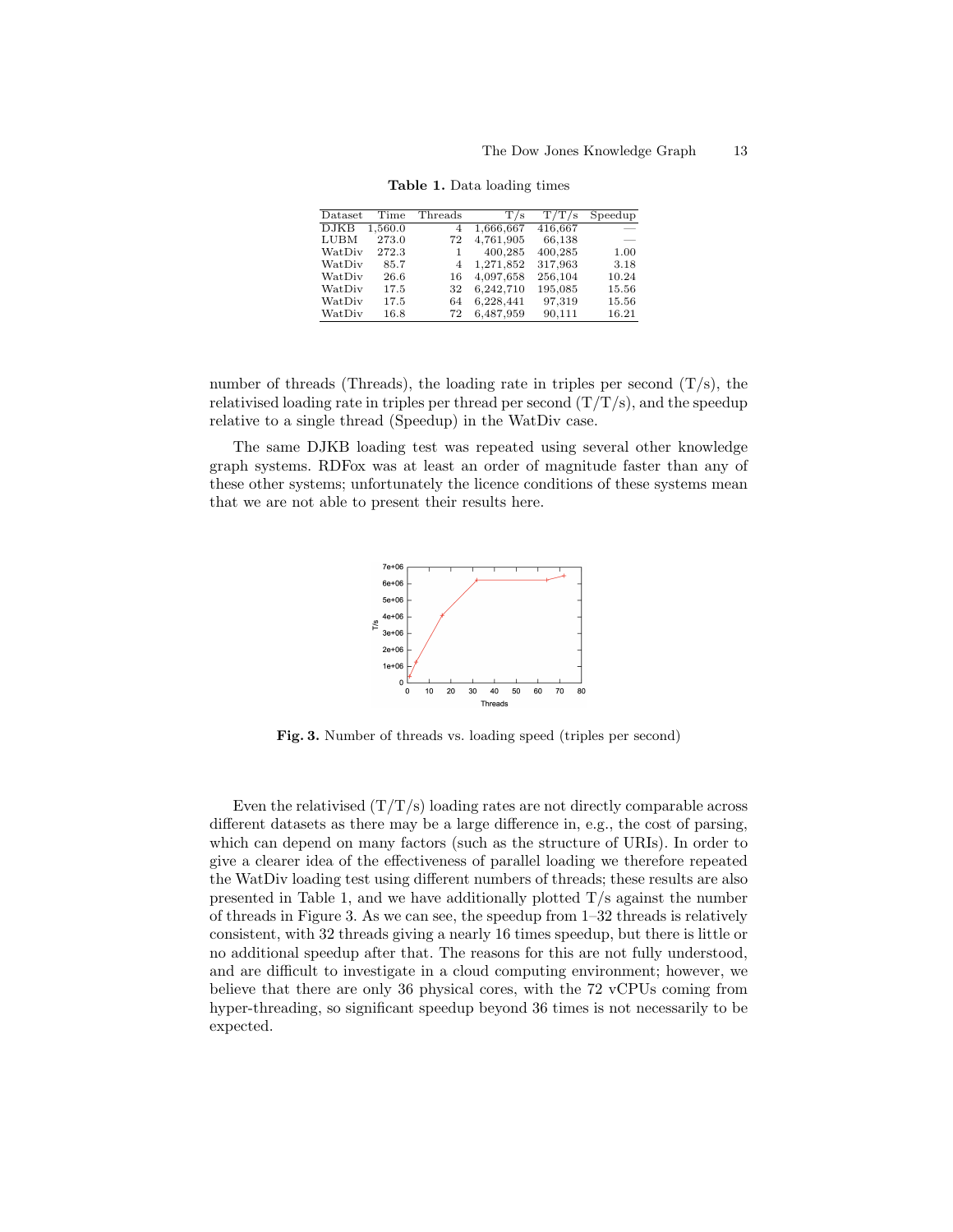**Table 1.** Data loading times

| Dataset | Time | Threads | T/s | T/T/s | Speedup |
| --- | --- | --- | --- | --- | --- |
| DJKB | 1,560.0 | 4 | 1,666,667 | 416,667 | — |
| LUBM | 273.0 | 72 | 4,761,905 | 66,138 | — |
| WatDiv | 272.3 | 1 | 400,285 | 400,285 | 1.00 |
| WatDiv | 85.7 | 4 | 1,271,852 | 317,963 | 3.18 |
| WatDiv | 26.6 | 16 | 4,097,658 | 256,104 | 10.24 |
| WatDiv | 17.5 | 32 | 6,242,710 | 195,085 | 15.56 |
| WatDiv | 17.5 | 64 | 6,228,441 | 97,319 | 15.56 |
| WatDiv | 16.8 | 72 | 6,487,959 | 90,111 | 16.21 |

number of threads (Threads), the loading rate in triples per second (T/s), the relativised loading rate in triples per thread per second (T/T/s), and the speedup relative to a single thread (Speedup) in the WatDiv case.

The same DJKB loading test was repeated using several other knowledge graph systems. RDFox was at least an order of magnitude faster than any of these other systems; unfortunately the licence conditions of these systems mean that we are not able to present their results here.

**Fig. 3.** Number of threads vs. loading speed (triples per second)

Even the relativised (T/T/s) loading rates are not directly comparable across different datasets as there may be a large difference in, e.g., the cost of parsing, which can depend on many factors (such as the structure of URIs). In order to give a clearer idea of the effectiveness of parallel loading we therefore repeated the WatDiv loading test using different numbers of threads; these results are also presented in Table 1, and we have additionally plotted T/s against the number of threads in Figure 3. As we can see, the speedup from 1–32 threads is relatively consistent, with 32 threads giving a nearly 16 times speedup, but there is little or no additional speedup after that. The reasons for this are not fully understood, and are difficult to investigate in a cloud computing environment; however, we believe that there are only 36 physical cores, with the 72 vCPUs coming from hyper-threading, so significant speedup beyond 36 times is not necessarily to be expected.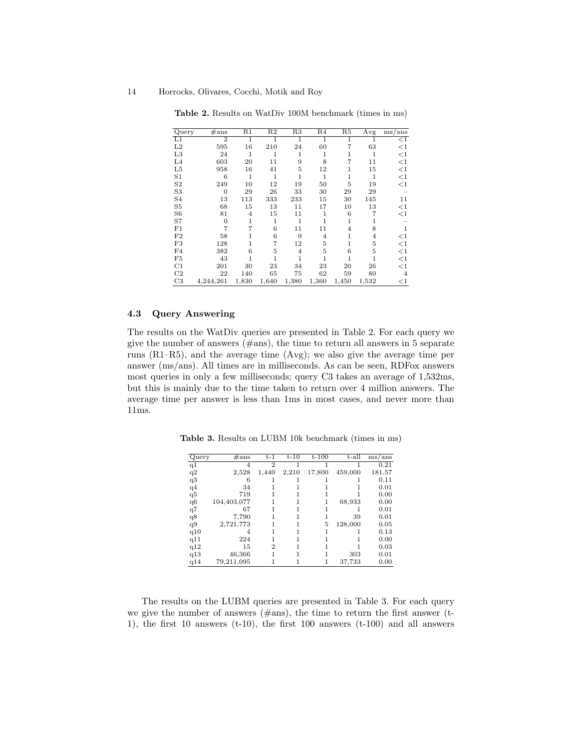**Table 2.** Results on WatDiv 100M benchmark (times in ms)

| Query | #ans | R1 | R2 | R3 | R4 | R5 | Avg | ms/ans |
|---|---|---|---|---|---|---|---|---|
| L1 | 2 | 1 | 1 | 1 | 1 | 1 | 1 | <1 |
| L2 | 595 | 16 | 210 | 24 | 60 | 7 | 63 | <1 |
| L3 | 24 | 1 | 1 | 1 | 1 | 1 | 1 | <1 |
| L4 | 603 | 20 | 11 | 9 | 8 | 7 | 11 | <1 |
| L5 | 958 | 16 | 41 | 5 | 12 | 1 | 15 | <1 |
| S1 | 6 | 1 | 1 | 1 | 1 | 1 | 1 | <1 |
| S2 | 249 | 10 | 12 | 19 | 50 | 5 | 19 | <1 |
| S3 | 0 | 29 | 26 | 33 | 30 | 29 | 29 | – |
| S4 | 13 | 113 | 333 | 233 | 15 | 30 | 145 | 11 |
| S5 | 68 | 15 | 13 | 11 | 17 | 10 | 13 | <1 |
| S6 | 81 | 4 | 15 | 11 | 1 | 6 | 7 | <1 |
| S7 | 0 | 1 | 1 | 1 | 1 | 1 | 1 | – |
| F1 | 7 | 7 | 6 | 11 | 11 | 4 | 8 | 1 |
| F2 | 58 | 1 | 6 | 9 | 4 | 1 | 4 | <1 |
| F3 | 128 | 1 | 7 | 12 | 5 | 1 | 5 | <1 |
| F4 | 382 | 6 | 5 | 4 | 5 | 6 | 5 | <1 |
| F5 | 43 | 1 | 1 | 1 | 1 | 1 | 1 | <1 |
| C1 | 201 | 30 | 23 | 34 | 23 | 20 | 26 | <1 |
| C2 | 22 | 140 | 65 | 75 | 62 | 59 | 80 | 4 |
| C3 | 4,244,261 | 1,830 | 1,640 | 1,380 | 1,360 | 1,450 | 1,532 | <1 |

### 4.3 Query Answering

The results on the WatDiv queries are presented in Table 2. For each query we give the number of answers (#ans), the time to return all answers in 5 separate runs (R1–R5), and the average time (Avg); we also give the average time per answer (ms/ans). All times are in milliseconds. As can be seen, RDFox answers most queries in only a few milliseconds; query C3 takes an average of 1,532ms, but this is mainly due to the time taken to return over 4 million answers. The average time per answer is less than 1ms in most cases, and never more than 11ms.

**Table 3.** Results on LUBM 10k benchmark (times in ms)

| Query | #ans | t-1 | t-10 | t-100 | t-all | ms/ans |
|---|---|---|---|---|---|---|
| q1 | 4 | 2 | 1 | 1 | 1 | 0.21 |
| q2 | 2,528 | 1,440 | 2,210 | 17,800 | 459,000 | 181.57 |
| q3 | 6 | 1 | 1 | 1 | 1 | 0.11 |
| q4 | 34 | 1 | 1 | 1 | 1 | 0.01 |
| q5 | 719 | 1 | 1 | 1 | 1 | 0.00 |
| q6 | 104,403,077 | 1 | 1 | 1 | 68,933 | 0.00 |
| q7 | 67 | 1 | 1 | 1 | 1 | 0.01 |
| q8 | 7,790 | 1 | 1 | 1 | 39 | 0.01 |
| q9 | 2,721,773 | 1 | 1 | 5 | 128,000 | 0.05 |
| q10 | 4 | 1 | 1 | 1 | 1 | 0.13 |
| q11 | 224 | 1 | 1 | 1 | 1 | 0.00 |
| q12 | 15 | 2 | 1 | 1 | 1 | 0.03 |
| q13 | 46,366 | 1 | 1 | 1 | 303 | 0.01 |
| q14 | 79,211,095 | 1 | 1 | 1 | 37,733 | 0.00 |

The results on the LUBM queries are presented in Table 3. For each query we give the number of answers (#ans), the time to return the first answer (t-1), the first 10 answers (t-10), the first 100 answers (t-100) and all answers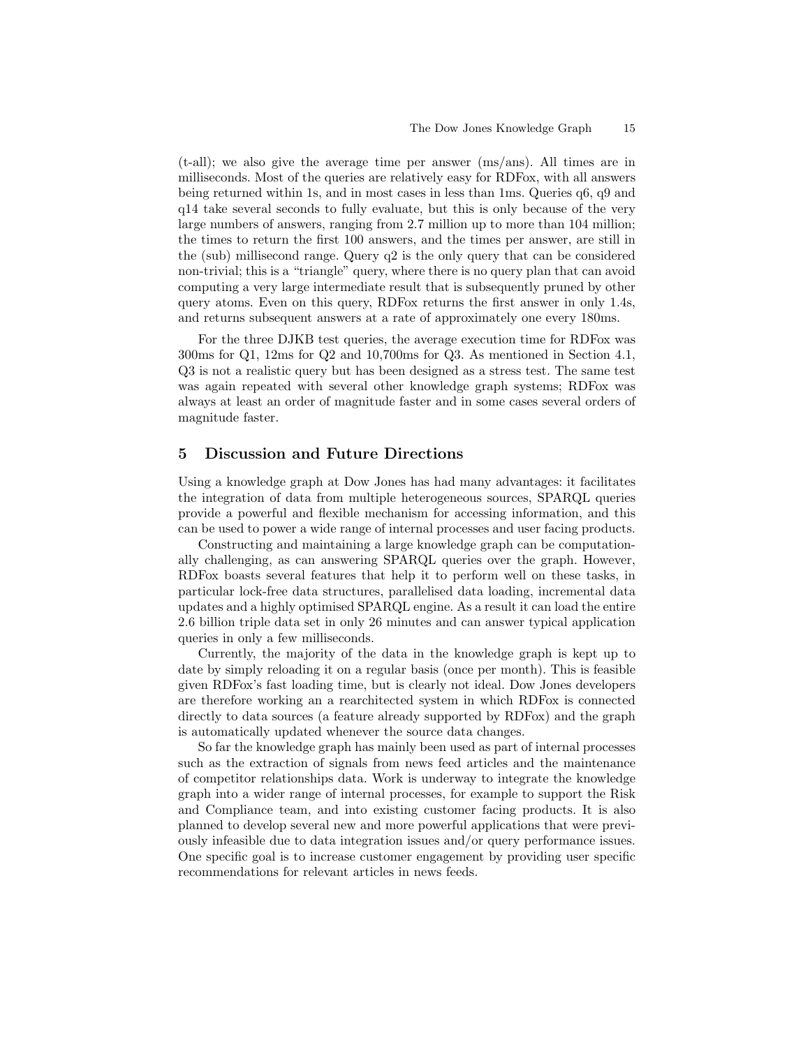(t-all); we also give the average time per answer (ms/ans). All times are in milliseconds. Most of the queries are relatively easy for RDFox, with all answers being returned within 1s, and in most cases in less than 1ms. Queries q6, q9 and q14 take several seconds to fully evaluate, but this is only because of the very large numbers of answers, ranging from 2.7 million up to more than 104 million; the times to return the first 100 answers, and the times per answer, are still in the (sub) millisecond range. Query q2 is the only query that can be considered non-trivial; this is a "triangle" query, where there is no query plan that can avoid computing a very large intermediate result that is subsequently pruned by other query atoms. Even on this query, RDFox returns the first answer in only 1.4s, and returns subsequent answers at a rate of approximately one every 180ms.

For the three DJKB test queries, the average execution time for RDFox was 300ms for Q1, 12ms for Q2 and 10,700ms for Q3. As mentioned in Section 4.1, Q3 is not a realistic query but has been designed as a stress test. The same test was again repeated with several other knowledge graph systems; RDFox was always at least an order of magnitude faster and in some cases several orders of magnitude faster.

## 5 Discussion and Future Directions

Using a knowledge graph at Dow Jones has had many advantages: it facilitates the integration of data from multiple heterogeneous sources, SPARQL queries provide a powerful and flexible mechanism for accessing information, and this can be used to power a wide range of internal processes and user facing products.

Constructing and maintaining a large knowledge graph can be computationally challenging, as can answering SPARQL queries over the graph. However, RDFox boasts several features that help it to perform well on these tasks, in particular lock-free data structures, parallelised data loading, incremental data updates and a highly optimised SPARQL engine. As a result it can load the entire 2.6 billion triple data set in only 26 minutes and can answer typical application queries in only a few milliseconds.

Currently, the majority of the data in the knowledge graph is kept up to date by simply reloading it on a regular basis (once per month). This is feasible given RDFox's fast loading time, but is clearly not ideal. Dow Jones developers are therefore working an a rearchitected system in which RDFox is connected directly to data sources (a feature already supported by RDFox) and the graph is automatically updated whenever the source data changes.

So far the knowledge graph has mainly been used as part of internal processes such as the extraction of signals from news feed articles and the maintenance of competitor relationships data. Work is underway to integrate the knowledge graph into a wider range of internal processes, for example to support the Risk and Compliance team, and into existing customer facing products. It is also planned to develop several new and more powerful applications that were previously infeasible due to data integration issues and/or query performance issues. One specific goal is to increase customer engagement by providing user specific recommendations for relevant articles in news feeds.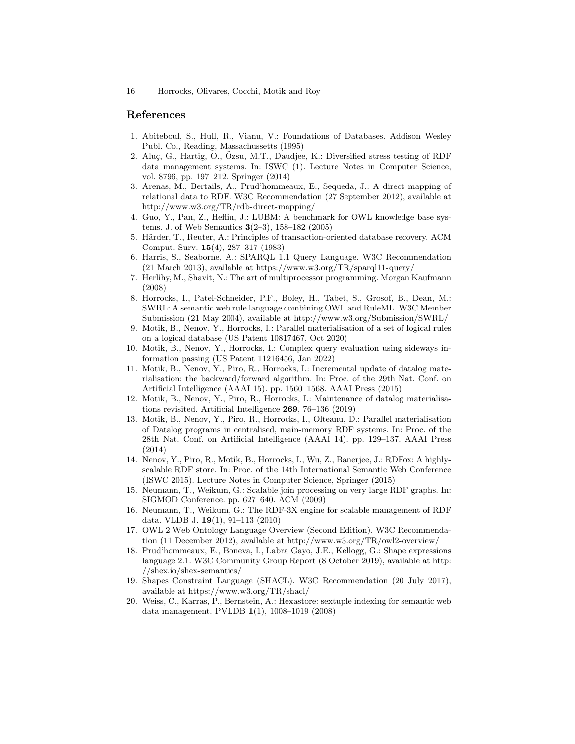## References

1. Abiteboul, S., Hull, R., Vianu, V.: Foundations of Databases. Addison Wesley Publ. Co., Reading, Massachussetts (1995)
2. Aluç, G., Hartig, O., Özsu, M.T., Daudjee, K.: Diversified stress testing of RDF data management systems. In: ISWC (1). Lecture Notes in Computer Science, vol. 8796, pp. 197–212. Springer (2014)
3. Arenas, M., Bertails, A., Prud'hommeaux, E., Sequeda, J.: A direct mapping of relational data to RDF. W3C Recommendation (27 September 2012), available at http://www.w3.org/TR/rdb-direct-mapping/
4. Guo, Y., Pan, Z., Heflin, J.: LUBM: A benchmark for OWL knowledge base systems. J. of Web Semantics **3**(2–3), 158–182 (2005)
5. Härder, T., Reuter, A.: Principles of transaction-oriented database recovery. ACM Comput. Surv. **15**(4), 287–317 (1983)
6. Harris, S., Seaborne, A.: SPARQL 1.1 Query Language. W3C Recommendation (21 March 2013), available at https://www.w3.org/TR/sparql11-query/
7. Herlihy, M., Shavit, N.: The art of multiprocessor programming. Morgan Kaufmann (2008)
8. Horrocks, I., Patel-Schneider, P.F., Boley, H., Tabet, S., Grosof, B., Dean, M.: SWRL: A semantic web rule language combining OWL and RuleML. W3C Member Submission (21 May 2004), available at http://www.w3.org/Submission/SWRL/
9. Motik, B., Nenov, Y., Horrocks, I.: Parallel materialisation of a set of logical rules on a logical database (US Patent 10817467, Oct 2020)
10. Motik, B., Nenov, Y., Horrocks, I.: Complex query evaluation using sideways information passing (US Patent 11216456, Jan 2022)
11. Motik, B., Nenov, Y., Piro, R., Horrocks, I.: Incremental update of datalog materialisation: the backward/forward algorithm. In: Proc. of the 29th Nat. Conf. on Artificial Intelligence (AAAI 15). pp. 1560–1568. AAAI Press (2015)
12. Motik, B., Nenov, Y., Piro, R., Horrocks, I.: Maintenance of datalog materialisations revisited. Artificial Intelligence **269**, 76–136 (2019)
13. Motik, B., Nenov, Y., Piro, R., Horrocks, I., Olteanu, D.: Parallel materialisation of Datalog programs in centralised, main-memory RDF systems. In: Proc. of the 28th Nat. Conf. on Artificial Intelligence (AAAI 14). pp. 129–137. AAAI Press (2014)
14. Nenov, Y., Piro, R., Motik, B., Horrocks, I., Wu, Z., Banerjee, J.: RDFox: A highly-scalable RDF store. In: Proc. of the 14th International Semantic Web Conference (ISWC 2015). Lecture Notes in Computer Science, Springer (2015)
15. Neumann, T., Weikum, G.: Scalable join processing on very large RDF graphs. In: SIGMOD Conference. pp. 627–640. ACM (2009)
16. Neumann, T., Weikum, G.: The RDF-3X engine for scalable management of RDF data. VLDB J. **19**(1), 91–113 (2010)
17. OWL 2 Web Ontology Language Overview (Second Edition). W3C Recommendation (11 December 2012), available at http://www.w3.org/TR/owl2-overview/
18. Prud'hommeaux, E., Boneva, I., Labra Gayo, J.E., Kellogg, G.: Shape expressions language 2.1. W3C Community Group Report (8 October 2019), available at http://shex.io/shex-semantics/
19. Shapes Constraint Language (SHACL). W3C Recommendation (20 July 2017), available at https://www.w3.org/TR/shacl/
20. Weiss, C., Karras, P., Bernstein, A.: Hexastore: sextuple indexing for semantic web data management. PVLDB **1**(1), 1008–1019 (2008)